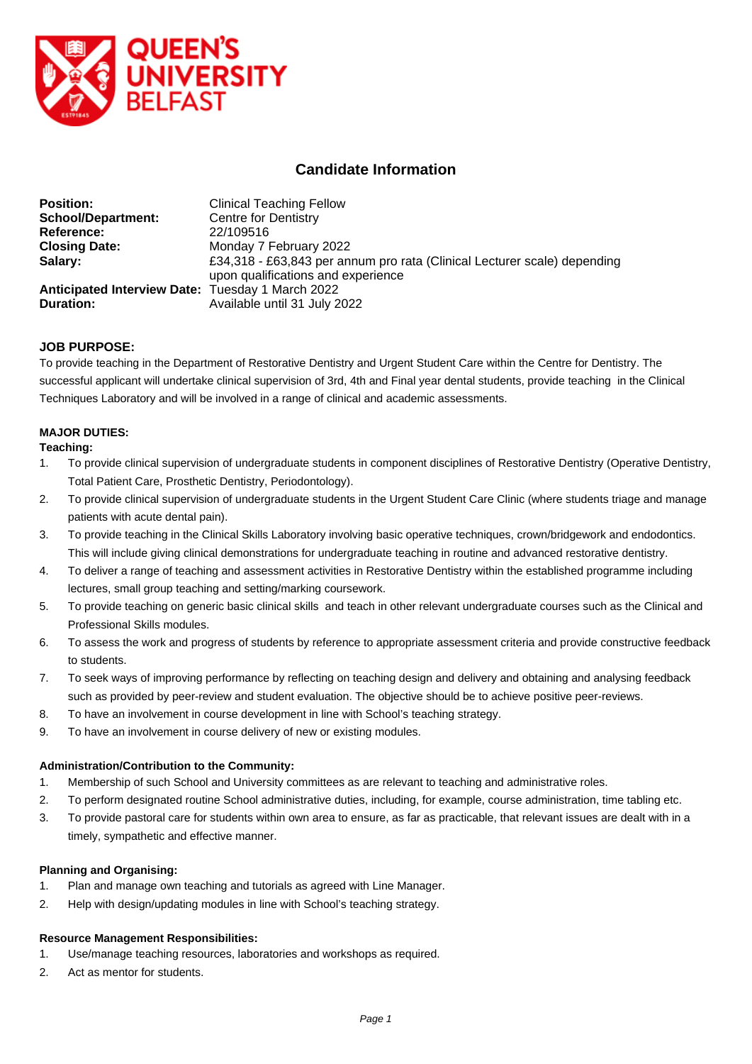Queen's University Belfast

# Candidate Information

**Position:** Clinical Teaching Fellow
**School/Department:** Centre for Dentistry
**Reference:** 22/109516
**Closing Date:** Monday 7 February 2022
**Salary:** £34,318 - £63,843 per annum pro rata (Clinical Lecturer scale) depending upon qualifications and experience
**Anticipated Interview Date:** Tuesday 1 March 2022
**Duration:** Available until 31 July 2022

## JOB PURPOSE:

To provide teaching in the Department of Restorative Dentistry and Urgent Student Care within the Centre for Dentistry. The successful applicant will undertake clinical supervision of 3rd, 4th and Final year dental students, provide teaching in the Clinical Techniques Laboratory and will be involved in a range of clinical and academic assessments.

## MAJOR DUTIES:

### Teaching:

1. To provide clinical supervision of undergraduate students in component disciplines of Restorative Dentistry (Operative Dentistry, Total Patient Care, Prosthetic Dentistry, Periodontology).
2. To provide clinical supervision of undergraduate students in the Urgent Student Care Clinic (where students triage and manage patients with acute dental pain).
3. To provide teaching in the Clinical Skills Laboratory involving basic operative techniques, crown/bridgework and endodontics. This will include giving clinical demonstrations for undergraduate teaching in routine and advanced restorative dentistry.
4. To deliver a range of teaching and assessment activities in Restorative Dentistry within the established programme including lectures, small group teaching and setting/marking coursework.
5. To provide teaching on generic basic clinical skills and teach in other relevant undergraduate courses such as the Clinical and Professional Skills modules.
6. To assess the work and progress of students by reference to appropriate assessment criteria and provide constructive feedback to students.
7. To seek ways of improving performance by reflecting on teaching design and delivery and obtaining and analysing feedback such as provided by peer-review and student evaluation. The objective should be to achieve positive peer-reviews.
8. To have an involvement in course development in line with School's teaching strategy.
9. To have an involvement in course delivery of new or existing modules.

### Administration/Contribution to the Community:

1. Membership of such School and University committees as are relevant to teaching and administrative roles.
2. To perform designated routine School administrative duties, including, for example, course administration, time tabling etc.
3. To provide pastoral care for students within own area to ensure, as far as practicable, that relevant issues are dealt with in a timely, sympathetic and effective manner.

### Planning and Organising:

1. Plan and manage own teaching and tutorials as agreed with Line Manager.
2. Help with design/updating modules in line with School's teaching strategy.

### Resource Management Responsibilities:

1. Use/manage teaching resources, laboratories and workshops as required.
2. Act as mentor for students.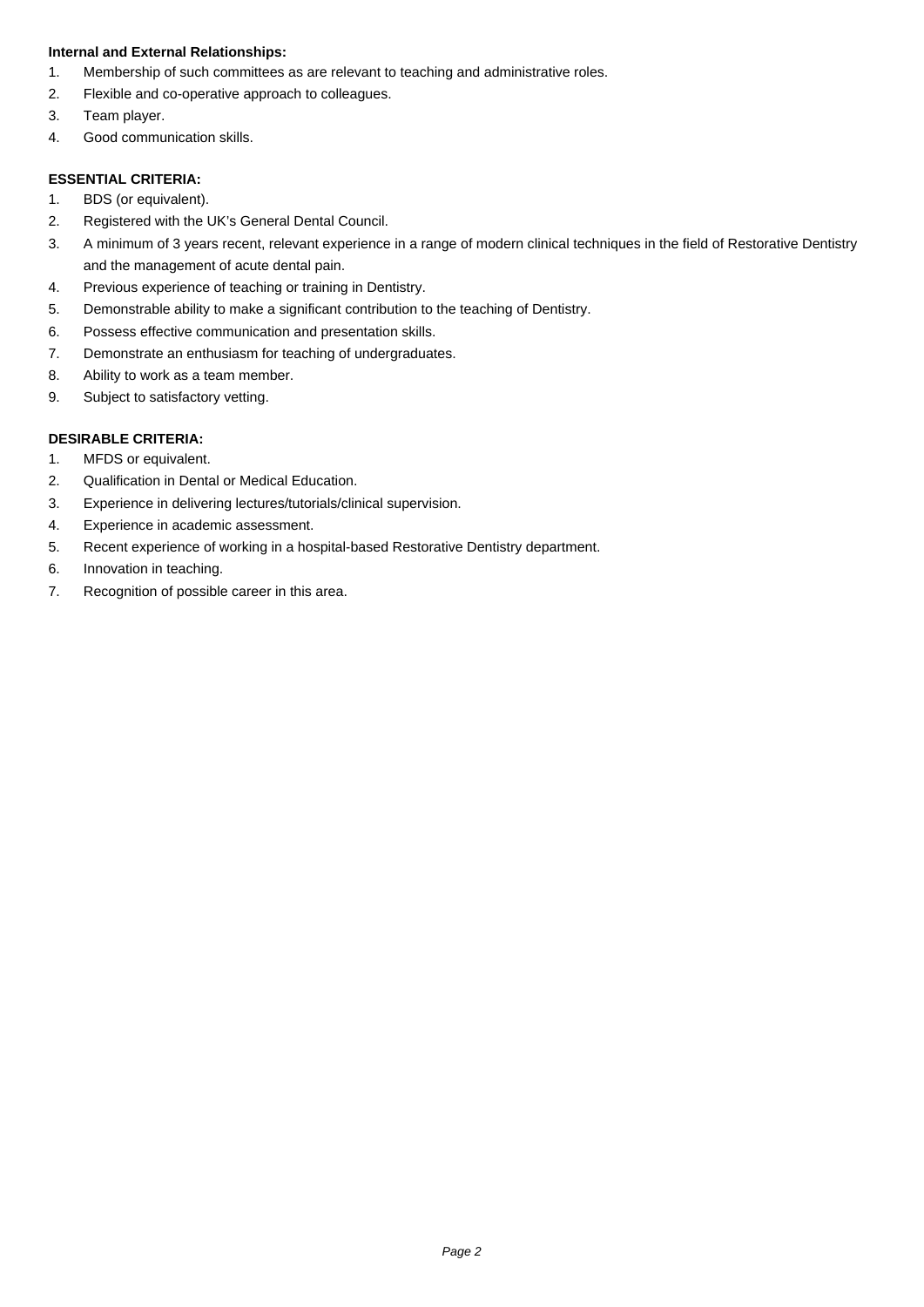**Internal and External Relationships:**

1. Membership of such committees as are relevant to teaching and administrative roles.
2. Flexible and co-operative approach to colleagues.
3. Team player.
4. Good communication skills.

**ESSENTIAL CRITERIA:**

1. BDS (or equivalent).
2. Registered with the UK's General Dental Council.
3. A minimum of 3 years recent, relevant experience in a range of modern clinical techniques in the field of Restorative Dentistry and the management of acute dental pain.
4. Previous experience of teaching or training in Dentistry.
5. Demonstrable ability to make a significant contribution to the teaching of Dentistry.
6. Possess effective communication and presentation skills.
7. Demonstrate an enthusiasm for teaching of undergraduates.
8. Ability to work as a team member.
9. Subject to satisfactory vetting.

**DESIRABLE CRITERIA:**

1. MFDS or equivalent.
2. Qualification in Dental or Medical Education.
3. Experience in delivering lectures/tutorials/clinical supervision.
4. Experience in academic assessment.
5. Recent experience of working in a hospital-based Restorative Dentistry department.
6. Innovation in teaching.
7. Recognition of possible career in this area.